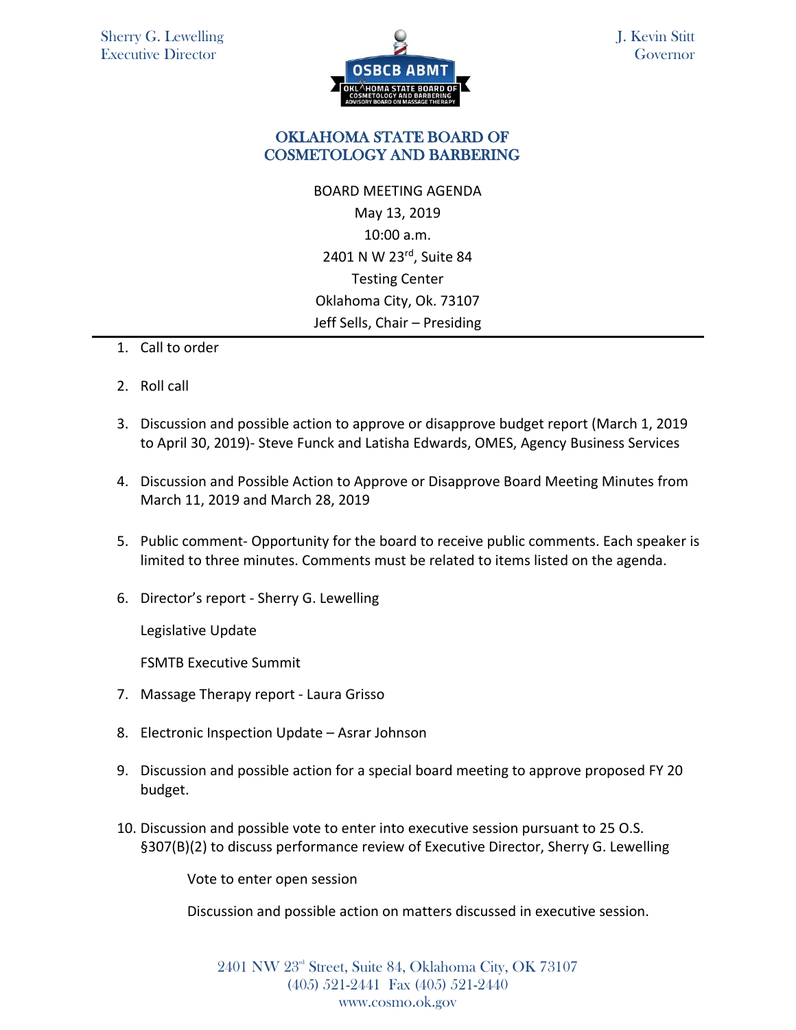Sherry G. Lewelling
Executive Director

J. Kevin Stitt
Governor

OSBCB ABMT
OKLAHOMA STATE BOARD OF COSMETOLOGY AND BARBERING
ADVISORY BOARD ON MASSAGE THERAPY

# OKLAHOMA STATE BOARD OF COSMETOLOGY AND BARBERING

BOARD MEETING AGENDA
May 13, 2019
10:00 a.m.
2401 N W 23rd, Suite 84
Testing Center
Oklahoma City, Ok. 73107
Jeff Sells, Chair – Presiding

---

1. Call to order

2. Roll call

3. Discussion and possible action to approve or disapprove budget report (March 1, 2019 to April 30, 2019)- Steve Funck and Latisha Edwards, OMES, Agency Business Services

4. Discussion and Possible Action to Approve or Disapprove Board Meeting Minutes from March 11, 2019 and March 28, 2019

5. Public comment- Opportunity for the board to receive public comments. Each speaker is limited to three minutes. Comments must be related to items listed on the agenda.

6. Director's report - Sherry G. Lewelling

   Legislative Update

   FSMTB Executive Summit

7. Massage Therapy report - Laura Grisso

8. Electronic Inspection Update – Asrar Johnson

9. Discussion and possible action for a special board meeting to approve proposed FY 20 budget.

10. Discussion and possible vote to enter into executive session pursuant to 25 O.S. §307(B)(2) to discuss performance review of Executive Director, Sherry G. Lewelling

    Vote to enter open session

    Discussion and possible action on matters discussed in executive session.

2401 NW 23rd Street, Suite 84, Oklahoma City, OK 73107
(405) 521-2441 Fax (405) 521-2440
www.cosmo.ok.gov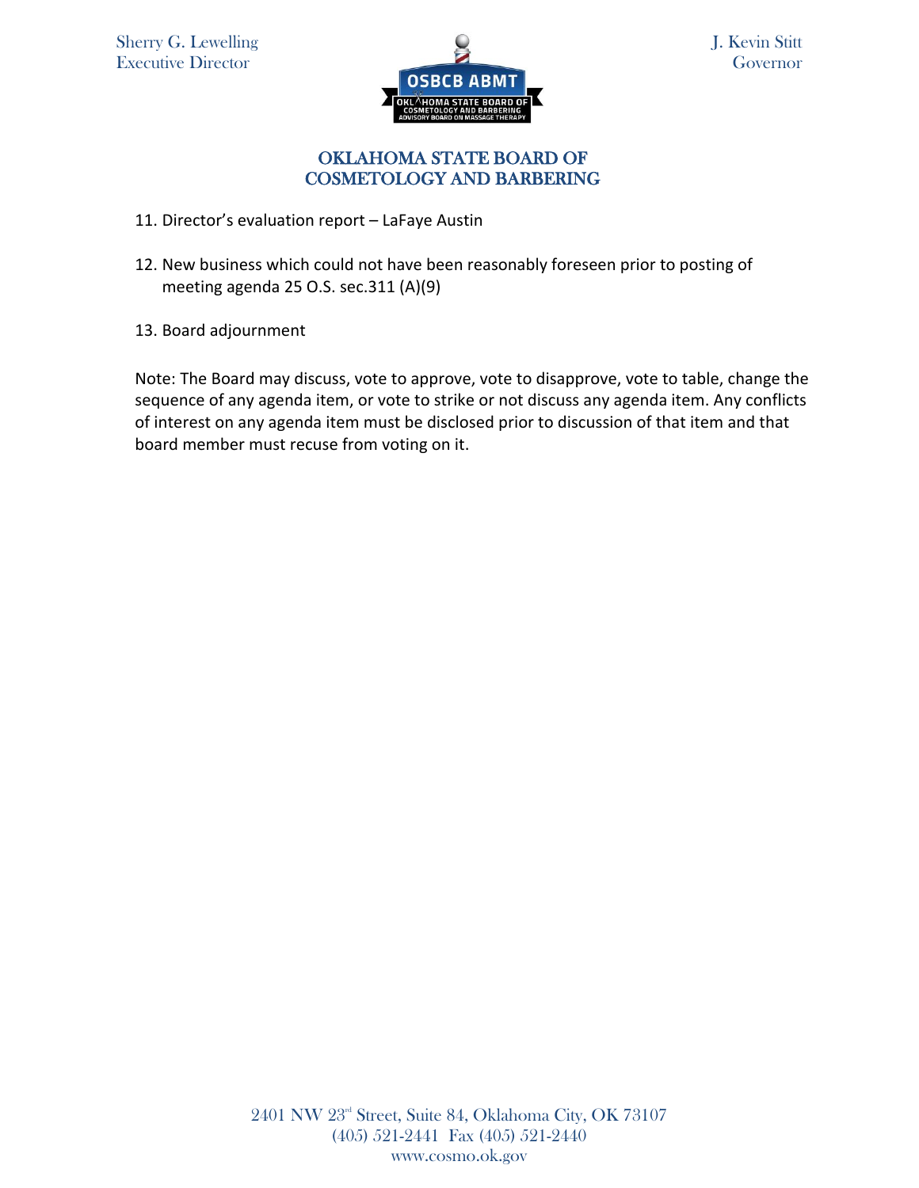11. Director's evaluation report – LaFaye Austin

12. New business which could not have been reasonably foreseen prior to posting of meeting agenda 25 O.S. sec.311 (A)(9)

13. Board adjournment

Note: The Board may discuss, vote to approve, vote to disapprove, vote to table, change the sequence of any agenda item, or vote to strike or not discuss any agenda item. Any conflicts of interest on any agenda item must be disclosed prior to discussion of that item and that board member must recuse from voting on it.